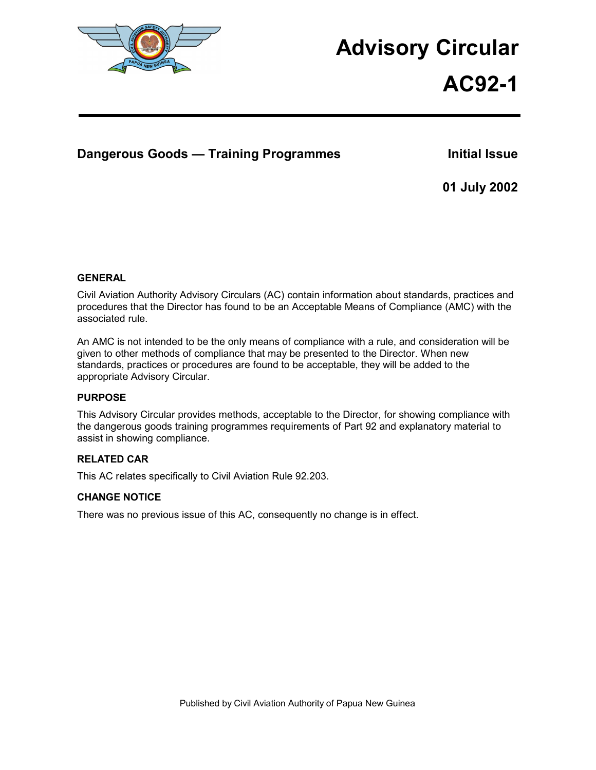# Advisory Circular

# AC92-1

## Dangerous Goods — Training Programmes

**Initial Issue**

**01 July 2002**

### GENERAL

Civil Aviation Authority Advisory Circulars (AC) contain information about standards, practices and procedures that the Director has found to be an Acceptable Means of Compliance (AMC) with the associated rule.

An AMC is not intended to be the only means of compliance with a rule, and consideration will be given to other methods of compliance that may be presented to the Director. When new standards, practices or procedures are found to be acceptable, they will be added to the appropriate Advisory Circular.

### PURPOSE

This Advisory Circular provides methods, acceptable to the Director, for showing compliance with the dangerous goods training programmes requirements of Part 92 and explanatory material to assist in showing compliance.

### RELATED CAR

This AC relates specifically to Civil Aviation Rule 92.203.

### CHANGE NOTICE

There was no previous issue of this AC, consequently no change is in effect.

Published by Civil Aviation Authority of Papua New Guinea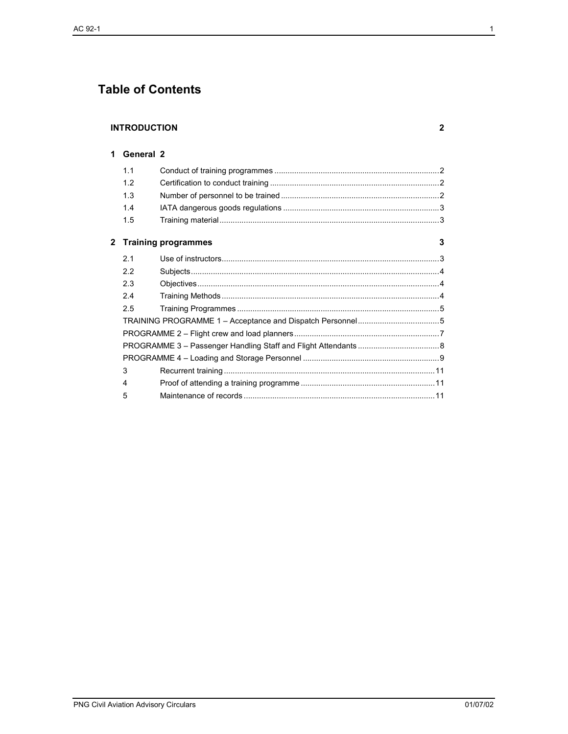# Table of Contents

**INTRODUCTION** 2

**1 General** 2

| | | |
|---|---|---|
| 1.1 | Conduct of training programmes | 2 |
| 1.2 | Certification to conduct training | 2 |
| 1.3 | Number of personnel to be trained | 2 |
| 1.4 | IATA dangerous goods regulations | 3 |
| 1.5 | Training material | 3 |

**2 Training programmes** 3

| | | |
|---|---|---|
| 2.1 | Use of instructors | 3 |
| 2.2 | Subjects | 4 |
| 2.3 | Objectives | 4 |
| 2.4 | Training Methods | 4 |
| 2.5 | Training Programmes | 5 |
| | TRAINING PROGRAMME 1 – Acceptance and Dispatch Personnel | 5 |
| | PROGRAMME 2 – Flight crew and load planners | 7 |
| | PROGRAMME 3 – Passenger Handling Staff and Flight Attendants | 8 |
| | PROGRAMME 4 – Loading and Storage Personnel | 9 |
| 3 | Recurrent training | 11 |
| 4 | Proof of attending a training programme | 11 |
| 5 | Maintenance of records | 11 |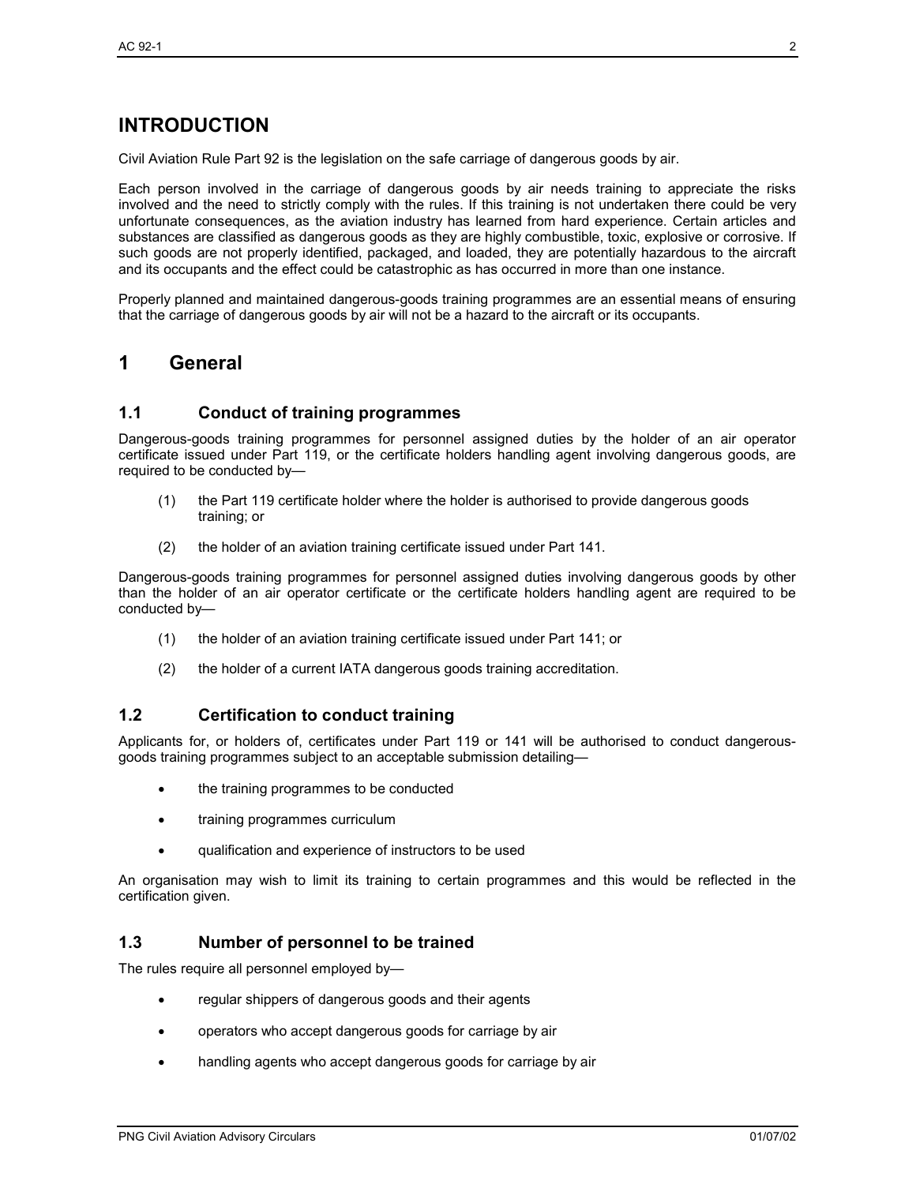# INTRODUCTION

Civil Aviation Rule Part 92 is the legislation on the safe carriage of dangerous goods by air.

Each person involved in the carriage of dangerous goods by air needs training to appreciate the risks involved and the need to strictly comply with the rules. If this training is not undertaken there could be very unfortunate consequences, as the aviation industry has learned from hard experience. Certain articles and substances are classified as dangerous goods as they are highly combustible, toxic, explosive or corrosive. If such goods are not properly identified, packaged, and loaded, they are potentially hazardous to the aircraft and its occupants and the effect could be catastrophic as has occurred in more than one instance.

Properly planned and maintained dangerous-goods training programmes are an essential means of ensuring that the carriage of dangerous goods by air will not be a hazard to the aircraft or its occupants.

# 1 General

## 1.1 Conduct of training programmes

Dangerous-goods training programmes for personnel assigned duties by the holder of an air operator certificate issued under Part 119, or the certificate holders handling agent involving dangerous goods, are required to be conducted by—

(1) the Part 119 certificate holder where the holder is authorised to provide dangerous goods training; or

(2) the holder of an aviation training certificate issued under Part 141.

Dangerous-goods training programmes for personnel assigned duties involving dangerous goods by other than the holder of an air operator certificate or the certificate holders handling agent are required to be conducted by—

(1) the holder of an aviation training certificate issued under Part 141; or

(2) the holder of a current IATA dangerous goods training accreditation.

## 1.2 Certification to conduct training

Applicants for, or holders of, certificates under Part 119 or 141 will be authorised to conduct dangerous-goods training programmes subject to an acceptable submission detailing—

- the training programmes to be conducted
- training programmes curriculum
- qualification and experience of instructors to be used

An organisation may wish to limit its training to certain programmes and this would be reflected in the certification given.

## 1.3 Number of personnel to be trained

The rules require all personnel employed by—

- regular shippers of dangerous goods and their agents
- operators who accept dangerous goods for carriage by air
- handling agents who accept dangerous goods for carriage by air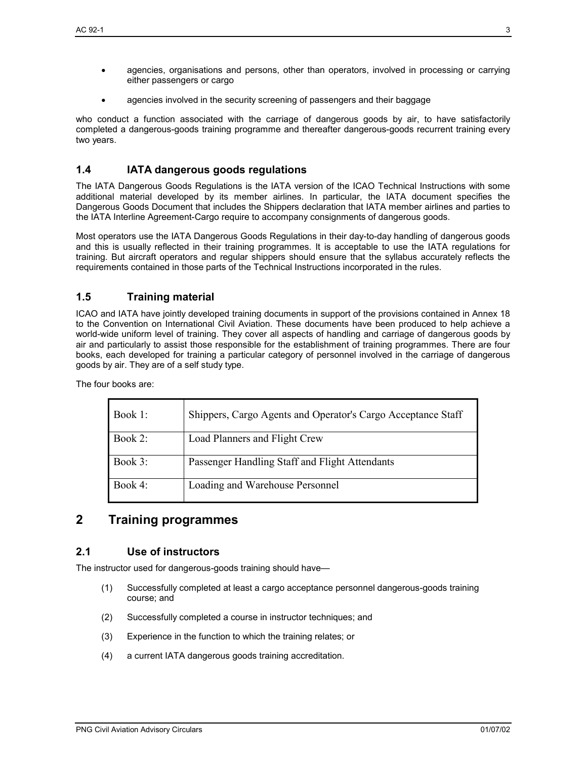- agencies, organisations and persons, other than operators, involved in processing or carrying either passengers or cargo
- agencies involved in the security screening of passengers and their baggage

who conduct a function associated with the carriage of dangerous goods by air, to have satisfactorily completed a dangerous-goods training programme and thereafter dangerous-goods recurrent training every two years.

### 1.4 IATA dangerous goods regulations

The IATA Dangerous Goods Regulations is the IATA version of the ICAO Technical Instructions with some additional material developed by its member airlines. In particular, the IATA document specifies the Dangerous Goods Document that includes the Shippers declaration that IATA member airlines and parties to the IATA Interline Agreement-Cargo require to accompany consignments of dangerous goods.

Most operators use the IATA Dangerous Goods Regulations in their day-to-day handling of dangerous goods and this is usually reflected in their training programmes. It is acceptable to use the IATA regulations for training. But aircraft operators and regular shippers should ensure that the syllabus accurately reflects the requirements contained in those parts of the Technical Instructions incorporated in the rules.

### 1.5 Training material

ICAO and IATA have jointly developed training documents in support of the provisions contained in Annex 18 to the Convention on International Civil Aviation. These documents have been produced to help achieve a world-wide uniform level of training. They cover all aspects of handling and carriage of dangerous goods by air and particularly to assist those responsible for the establishment of training programmes. There are four books, each developed for training a particular category of personnel involved in the carriage of dangerous goods by air. They are of a self study type.

The four books are:

| | |
|---|---|
| Book 1: | Shippers, Cargo Agents and Operator's Cargo Acceptance Staff |
| Book 2: | Load Planners and Flight Crew |
| Book 3: | Passenger Handling Staff and Flight Attendants |
| Book 4: | Loading and Warehouse Personnel |

## 2 Training programmes

### 2.1 Use of instructors

The instructor used for dangerous-goods training should have—

(1) Successfully completed at least a cargo acceptance personnel dangerous-goods training course; and

(2) Successfully completed a course in instructor techniques; and

(3) Experience in the function to which the training relates; or

(4) a current IATA dangerous goods training accreditation.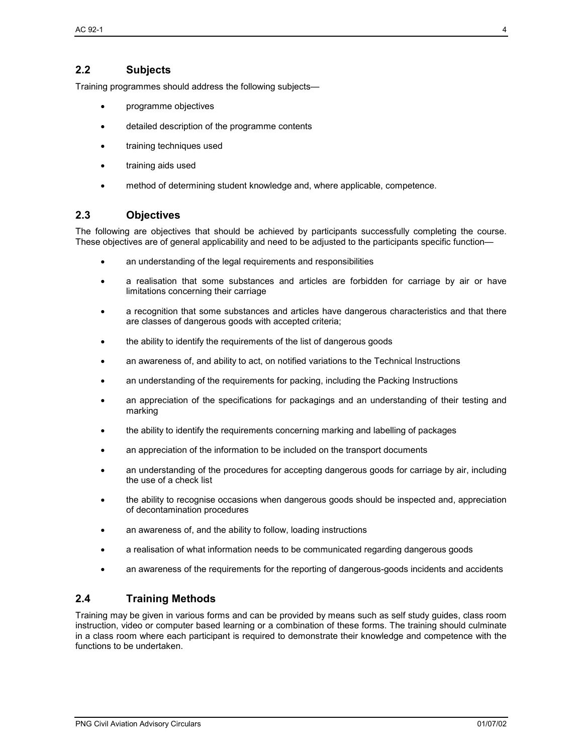## 2.2 Subjects

Training programmes should address the following subjects—

- programme objectives
- detailed description of the programme contents
- training techniques used
- training aids used
- method of determining student knowledge and, where applicable, competence.

## 2.3 Objectives

The following are objectives that should be achieved by participants successfully completing the course. These objectives are of general applicability and need to be adjusted to the participants specific function—

- an understanding of the legal requirements and responsibilities
- a realisation that some substances and articles are forbidden for carriage by air or have limitations concerning their carriage
- a recognition that some substances and articles have dangerous characteristics and that there are classes of dangerous goods with accepted criteria;
- the ability to identify the requirements of the list of dangerous goods
- an awareness of, and ability to act, on notified variations to the Technical Instructions
- an understanding of the requirements for packing, including the Packing Instructions
- an appreciation of the specifications for packagings and an understanding of their testing and marking
- the ability to identify the requirements concerning marking and labelling of packages
- an appreciation of the information to be included on the transport documents
- an understanding of the procedures for accepting dangerous goods for carriage by air, including the use of a check list
- the ability to recognise occasions when dangerous goods should be inspected and, appreciation of decontamination procedures
- an awareness of, and the ability to follow, loading instructions
- a realisation of what information needs to be communicated regarding dangerous goods
- an awareness of the requirements for the reporting of dangerous-goods incidents and accidents

## 2.4 Training Methods

Training may be given in various forms and can be provided by means such as self study guides, class room instruction, video or computer based learning or a combination of these forms. The training should culminate in a class room where each participant is required to demonstrate their knowledge and competence with the functions to be undertaken.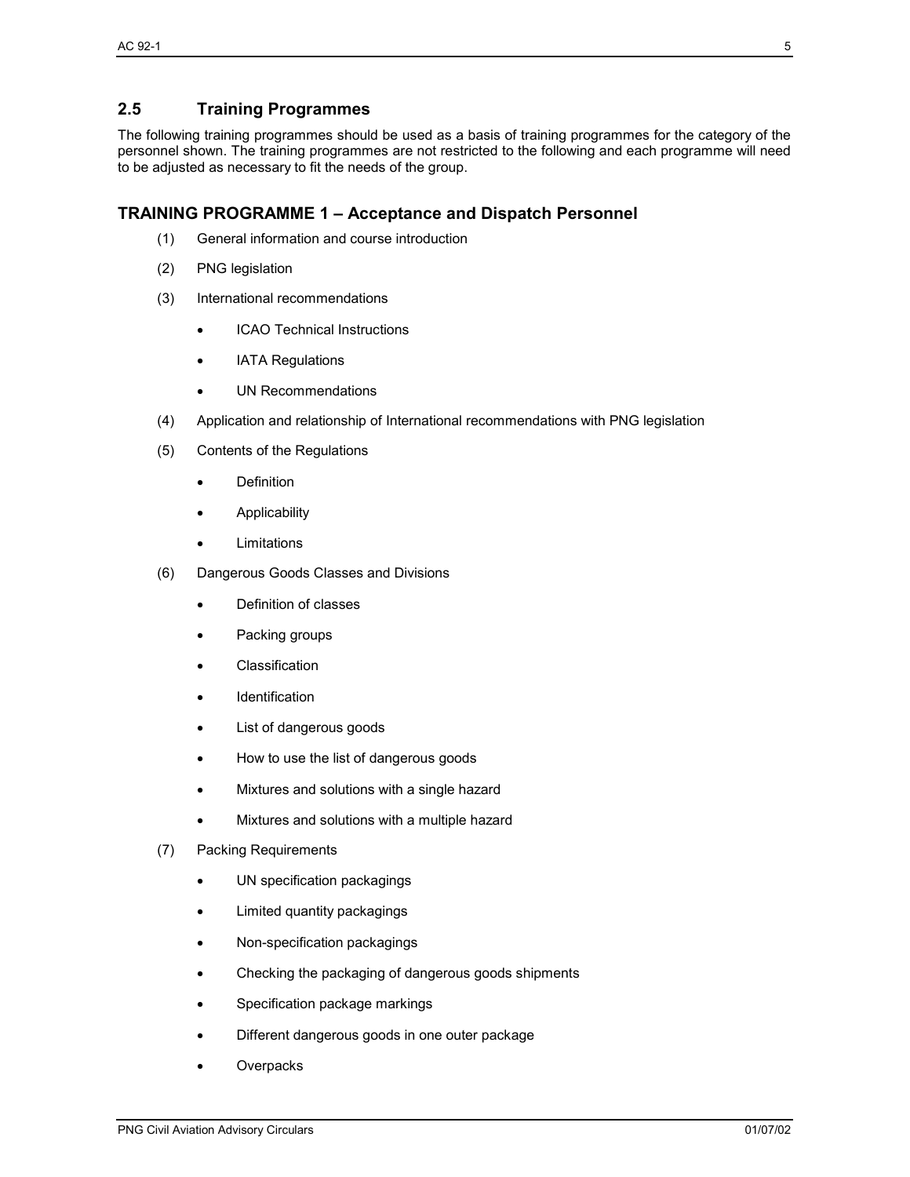## 2.5 Training Programmes

The following training programmes should be used as a basis of training programmes for the category of the personnel shown. The training programmes are not restricted to the following and each programme will need to be adjusted as necessary to fit the needs of the group.

### TRAINING PROGRAMME 1 – Acceptance and Dispatch Personnel

(1) General information and course introduction

(2) PNG legislation

(3) International recommendations

- ICAO Technical Instructions
- IATA Regulations
- UN Recommendations

(4) Application and relationship of International recommendations with PNG legislation

(5) Contents of the Regulations

- Definition
- Applicability
- Limitations

(6) Dangerous Goods Classes and Divisions

- Definition of classes
- Packing groups
- Classification
- Identification
- List of dangerous goods
- How to use the list of dangerous goods
- Mixtures and solutions with a single hazard
- Mixtures and solutions with a multiple hazard

(7) Packing Requirements

- UN specification packagings
- Limited quantity packagings
- Non-specification packagings
- Checking the packaging of dangerous goods shipments
- Specification package markings
- Different dangerous goods in one outer package
- Overpacks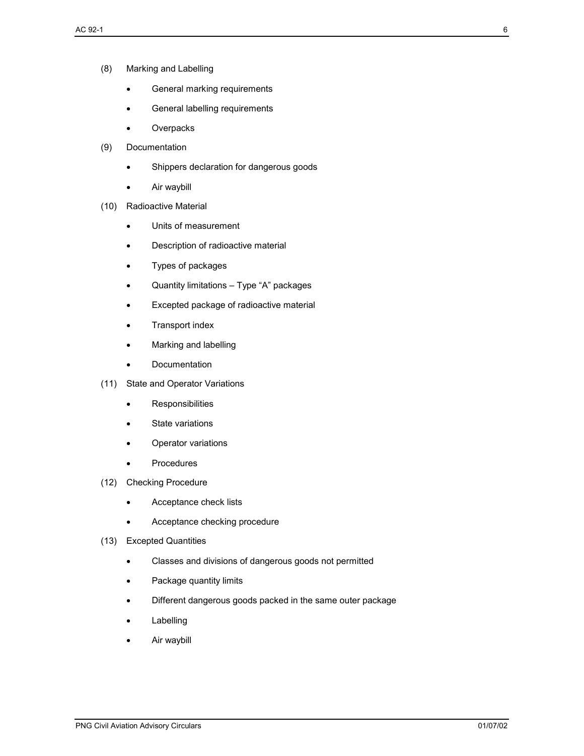(8) Marking and Labelling

- General marking requirements
- General labelling requirements
- Overpacks

(9) Documentation

- Shippers declaration for dangerous goods
- Air waybill

(10) Radioactive Material

- Units of measurement
- Description of radioactive material
- Types of packages
- Quantity limitations – Type "A" packages
- Excepted package of radioactive material
- Transport index
- Marking and labelling
- Documentation

(11) State and Operator Variations

- Responsibilities
- State variations
- Operator variations
- Procedures

(12) Checking Procedure

- Acceptance check lists
- Acceptance checking procedure

(13) Excepted Quantities

- Classes and divisions of dangerous goods not permitted
- Package quantity limits
- Different dangerous goods packed in the same outer package
- Labelling
- Air waybill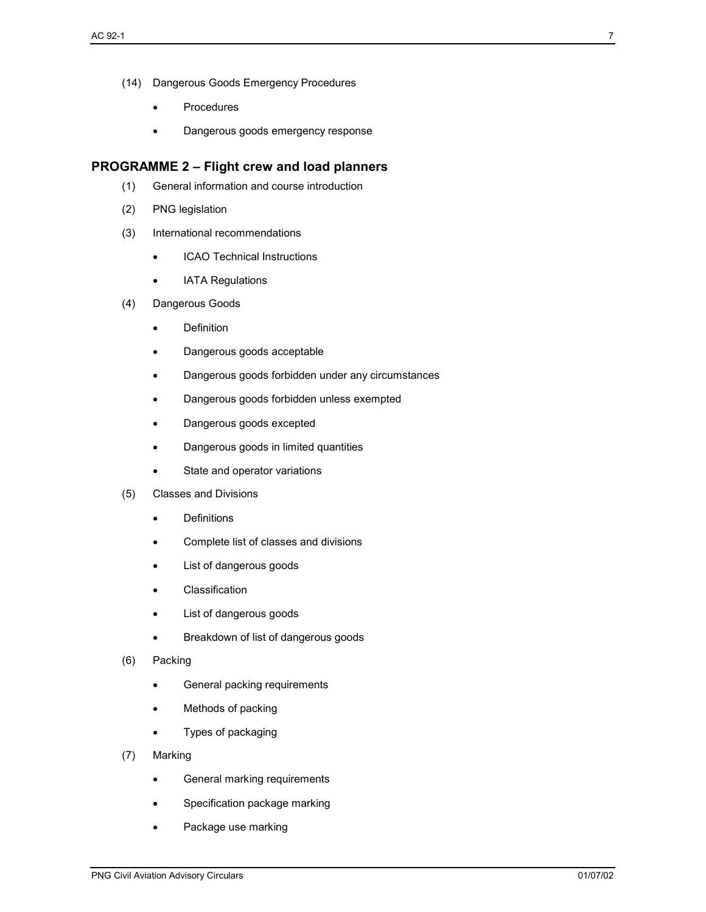(14) Dangerous Goods Emergency Procedures

- Procedures
- Dangerous goods emergency response

## PROGRAMME 2 – Flight crew and load planners

(1) General information and course introduction

(2) PNG legislation

(3) International recommendations

- ICAO Technical Instructions
- IATA Regulations

(4) Dangerous Goods

- Definition
- Dangerous goods acceptable
- Dangerous goods forbidden under any circumstances
- Dangerous goods forbidden unless exempted
- Dangerous goods excepted
- Dangerous goods in limited quantities
- State and operator variations

(5) Classes and Divisions

- Definitions
- Complete list of classes and divisions
- List of dangerous goods
- Classification
- List of dangerous goods
- Breakdown of list of dangerous goods

(6) Packing

- General packing requirements
- Methods of packing
- Types of packaging

(7) Marking

- General marking requirements
- Specification package marking
- Package use marking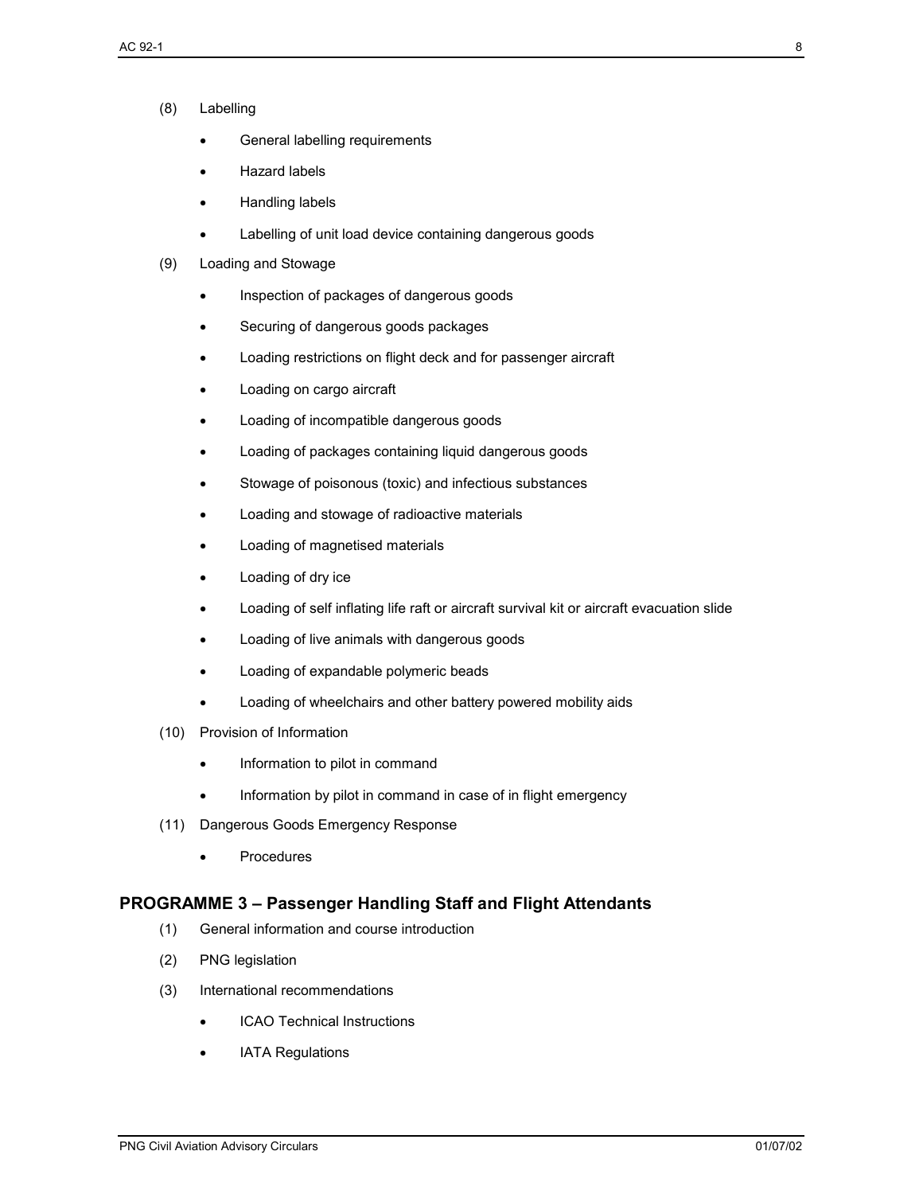(8) Labelling

- General labelling requirements
- Hazard labels
- Handling labels
- Labelling of unit load device containing dangerous goods

(9) Loading and Stowage

- Inspection of packages of dangerous goods
- Securing of dangerous goods packages
- Loading restrictions on flight deck and for passenger aircraft
- Loading on cargo aircraft
- Loading of incompatible dangerous goods
- Loading of packages containing liquid dangerous goods
- Stowage of poisonous (toxic) and infectious substances
- Loading and stowage of radioactive materials
- Loading of magnetised materials
- Loading of dry ice
- Loading of self inflating life raft or aircraft survival kit or aircraft evacuation slide
- Loading of live animals with dangerous goods
- Loading of expandable polymeric beads
- Loading of wheelchairs and other battery powered mobility aids

(10) Provision of Information

- Information to pilot in command
- Information by pilot in command in case of in flight emergency

(11) Dangerous Goods Emergency Response

- Procedures

## PROGRAMME 3 – Passenger Handling Staff and Flight Attendants

(1) General information and course introduction

(2) PNG legislation

(3) International recommendations

- ICAO Technical Instructions
- IATA Regulations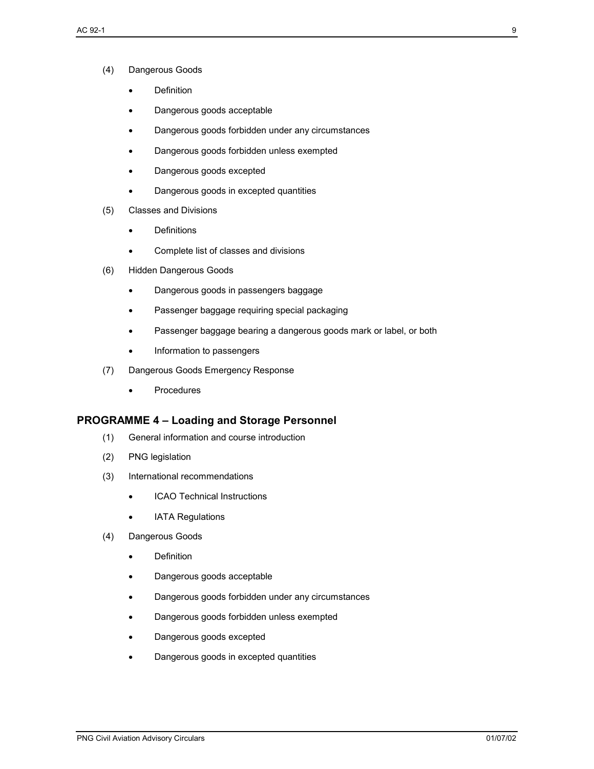(4) Dangerous Goods

- Definition
- Dangerous goods acceptable
- Dangerous goods forbidden under any circumstances
- Dangerous goods forbidden unless exempted
- Dangerous goods excepted
- Dangerous goods in excepted quantities

(5) Classes and Divisions

- Definitions
- Complete list of classes and divisions

(6) Hidden Dangerous Goods

- Dangerous goods in passengers baggage
- Passenger baggage requiring special packaging
- Passenger baggage bearing a dangerous goods mark or label, or both
- Information to passengers

(7) Dangerous Goods Emergency Response

- Procedures

## PROGRAMME 4 – Loading and Storage Personnel

(1) General information and course introduction

(2) PNG legislation

(3) International recommendations

- ICAO Technical Instructions
- IATA Regulations

(4) Dangerous Goods

- Definition
- Dangerous goods acceptable
- Dangerous goods forbidden under any circumstances
- Dangerous goods forbidden unless exempted
- Dangerous goods excepted
- Dangerous goods in excepted quantities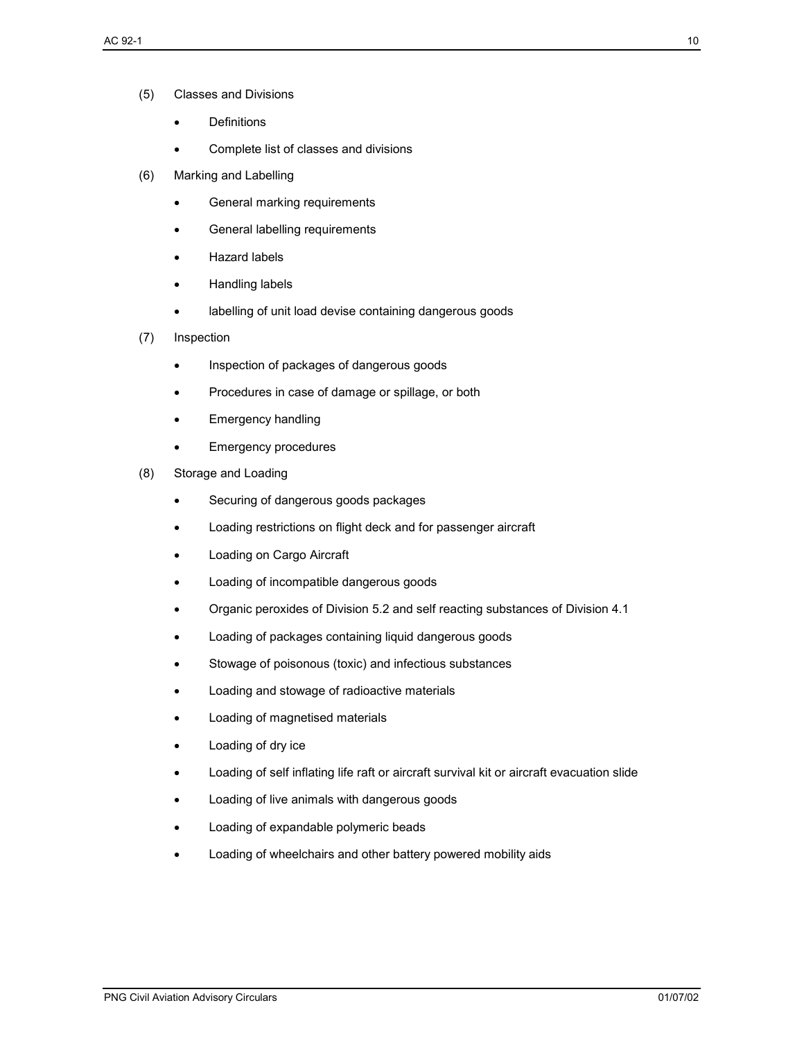(5) Classes and Divisions

- Definitions
- Complete list of classes and divisions

(6) Marking and Labelling

- General marking requirements
- General labelling requirements
- Hazard labels
- Handling labels
- labelling of unit load devise containing dangerous goods

(7) Inspection

- Inspection of packages of dangerous goods
- Procedures in case of damage or spillage, or both
- Emergency handling
- Emergency procedures

(8) Storage and Loading

- Securing of dangerous goods packages
- Loading restrictions on flight deck and for passenger aircraft
- Loading on Cargo Aircraft
- Loading of incompatible dangerous goods
- Organic peroxides of Division 5.2 and self reacting substances of Division 4.1
- Loading of packages containing liquid dangerous goods
- Stowage of poisonous (toxic) and infectious substances
- Loading and stowage of radioactive materials
- Loading of magnetised materials
- Loading of dry ice
- Loading of self inflating life raft or aircraft survival kit or aircraft evacuation slide
- Loading of live animals with dangerous goods
- Loading of expandable polymeric beads
- Loading of wheelchairs and other battery powered mobility aids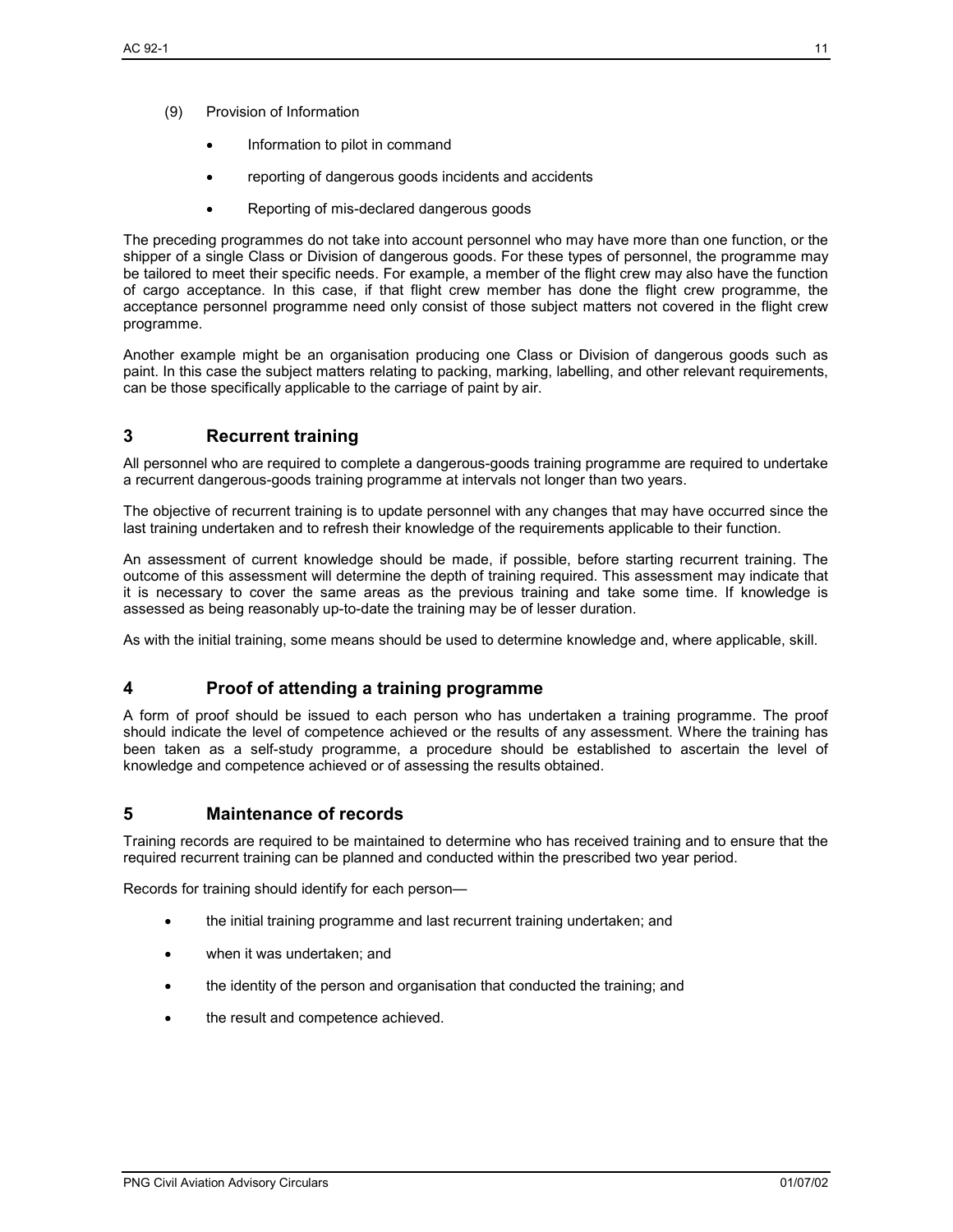(9) Provision of Information

- Information to pilot in command
- reporting of dangerous goods incidents and accidents
- Reporting of mis-declared dangerous goods

The preceding programmes do not take into account personnel who may have more than one function, or the shipper of a single Class or Division of dangerous goods. For these types of personnel, the programme may be tailored to meet their specific needs. For example, a member of the flight crew may also have the function of cargo acceptance. In this case, if that flight crew member has done the flight crew programme, the acceptance personnel programme need only consist of those subject matters not covered in the flight crew programme.

Another example might be an organisation producing one Class or Division of dangerous goods such as paint. In this case the subject matters relating to packing, marking, labelling, and other relevant requirements, can be those specifically applicable to the carriage of paint by air.

## 3 Recurrent training

All personnel who are required to complete a dangerous-goods training programme are required to undertake a recurrent dangerous-goods training programme at intervals not longer than two years.

The objective of recurrent training is to update personnel with any changes that may have occurred since the last training undertaken and to refresh their knowledge of the requirements applicable to their function.

An assessment of current knowledge should be made, if possible, before starting recurrent training. The outcome of this assessment will determine the depth of training required. This assessment may indicate that it is necessary to cover the same areas as the previous training and take some time. If knowledge is assessed as being reasonably up-to-date the training may be of lesser duration.

As with the initial training, some means should be used to determine knowledge and, where applicable, skill.

## 4 Proof of attending a training programme

A form of proof should be issued to each person who has undertaken a training programme. The proof should indicate the level of competence achieved or the results of any assessment. Where the training has been taken as a self-study programme, a procedure should be established to ascertain the level of knowledge and competence achieved or of assessing the results obtained.

## 5 Maintenance of records

Training records are required to be maintained to determine who has received training and to ensure that the required recurrent training can be planned and conducted within the prescribed two year period.

Records for training should identify for each person—

- the initial training programme and last recurrent training undertaken; and
- when it was undertaken; and
- the identity of the person and organisation that conducted the training; and
- the result and competence achieved.